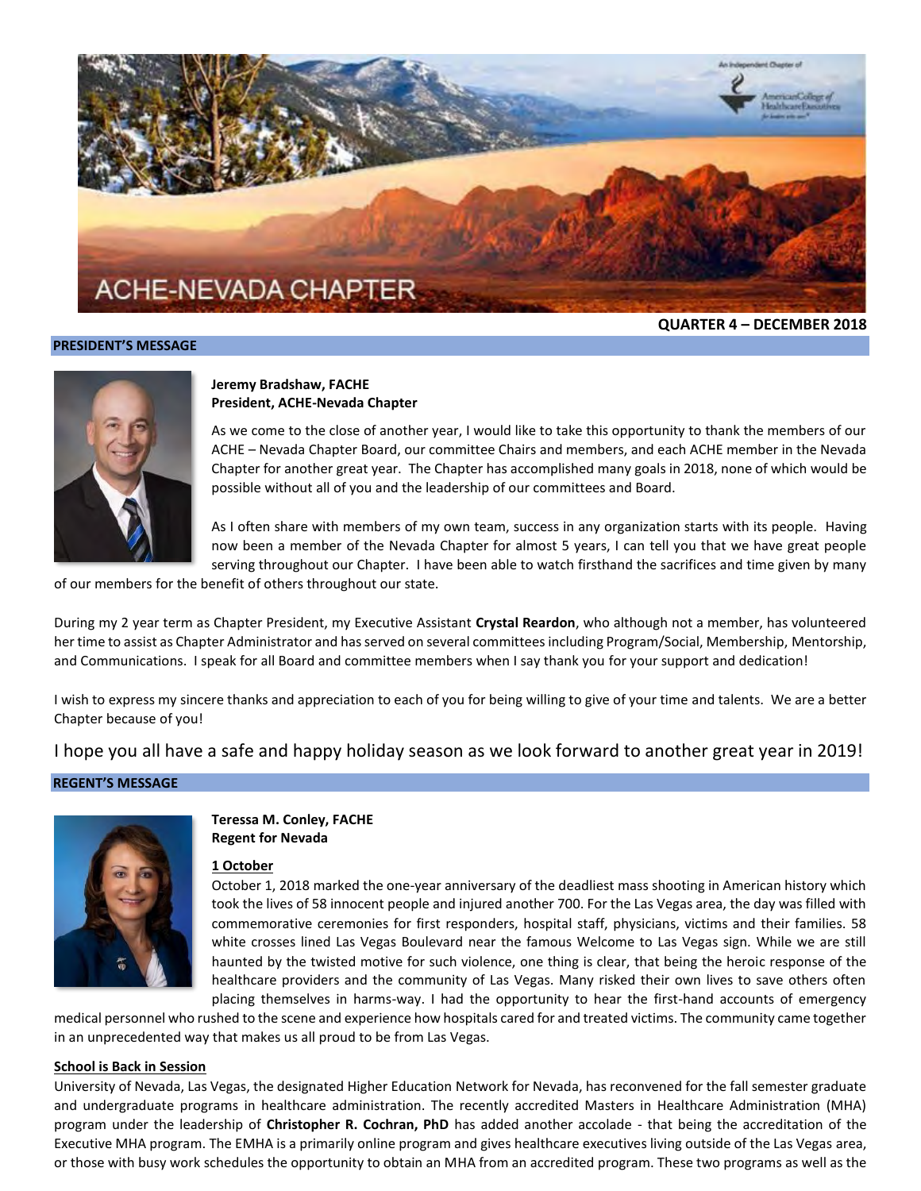# ACHE-NEVADA CHAPTER

**QUARTER 4 – DECEMBER 2018**

## PRESIDENT'S MESSAGE

**Jeremy Bradshaw, FACHE**
**President, ACHE-Nevada Chapter**

As we come to the close of another year, I would like to take this opportunity to thank the members of our ACHE – Nevada Chapter Board, our committee Chairs and members, and each ACHE member in the Nevada Chapter for another great year. The Chapter has accomplished many goals in 2018, none of which would be possible without all of you and the leadership of our committees and Board.

As I often share with members of my own team, success in any organization starts with its people. Having now been a member of the Nevada Chapter for almost 5 years, I can tell you that we have great people serving throughout our Chapter. I have been able to watch firsthand the sacrifices and time given by many of our members for the benefit of others throughout our state.

During my 2 year term as Chapter President, my Executive Assistant **Crystal Reardon**, who although not a member, has volunteered her time to assist as Chapter Administrator and has served on several committees including Program/Social, Membership, Mentorship, and Communications. I speak for all Board and committee members when I say thank you for your support and dedication!

I wish to express my sincere thanks and appreciation to each of you for being willing to give of your time and talents. We are a better Chapter because of you!

I hope you all have a safe and happy holiday season as we look forward to another great year in 2019!

## REGENT'S MESSAGE

**Teressa M. Conley, FACHE**
**Regent for Nevada**

**1 October**

October 1, 2018 marked the one-year anniversary of the deadliest mass shooting in American history which took the lives of 58 innocent people and injured another 700. For the Las Vegas area, the day was filled with commemorative ceremonies for first responders, hospital staff, physicians, victims and their families. 58 white crosses lined Las Vegas Boulevard near the famous Welcome to Las Vegas sign. While we are still haunted by the twisted motive for such violence, one thing is clear, that being the heroic response of the healthcare providers and the community of Las Vegas. Many risked their own lives to save others often placing themselves in harms-way. I had the opportunity to hear the first-hand accounts of emergency medical personnel who rushed to the scene and experience how hospitals cared for and treated victims. The community came together in an unprecedented way that makes us all proud to be from Las Vegas.

**School is Back in Session**

University of Nevada, Las Vegas, the designated Higher Education Network for Nevada, has reconvened for the fall semester graduate and undergraduate programs in healthcare administration. The recently accredited Masters in Healthcare Administration (MHA) program under the leadership of **Christopher R. Cochran, PhD** has added another accolade - that being the accreditation of the Executive MHA program. The EMHA is a primarily online program and gives healthcare executives living outside of the Las Vegas area, or those with busy work schedules the opportunity to obtain an MHA from an accredited program. These two programs as well as the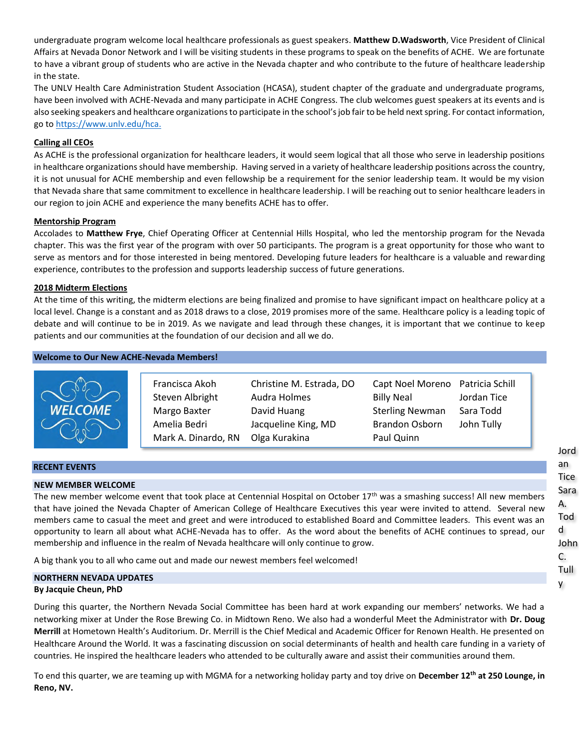undergraduate program welcome local healthcare professionals as guest speakers. **Matthew D.Wadsworth**, Vice President of Clinical Affairs at Nevada Donor Network and I will be visiting students in these programs to speak on the benefits of ACHE. We are fortunate to have a vibrant group of students who are active in the Nevada chapter and who contribute to the future of healthcare leadership in the state.

The UNLV Health Care Administration Student Association (HCASA), student chapter of the graduate and undergraduate programs, have been involved with ACHE-Nevada and many participate in ACHE Congress. The club welcomes guest speakers at its events and is also seeking speakers and healthcare organizations to participate in the school's job fair to be held next spring. For contact information, go to https://www.unlv.edu/hca.

**Calling all CEOs**

As ACHE is the professional organization for healthcare leaders, it would seem logical that all those who serve in leadership positions in healthcare organizations should have membership. Having served in a variety of healthcare leadership positions across the country, it is not unusual for ACHE membership and even fellowship be a requirement for the senior leadership team. It would be my vision that Nevada share that same commitment to excellence in healthcare leadership. I will be reaching out to senior healthcare leaders in our region to join ACHE and experience the many benefits ACHE has to offer.

**Mentorship Program**

Accolades to **Matthew Frye**, Chief Operating Officer at Centennial Hills Hospital, who led the mentorship program for the Nevada chapter. This was the first year of the program with over 50 participants. The program is a great opportunity for those who want to serve as mentors and for those interested in being mentored. Developing future leaders for healthcare is a valuable and rewarding experience, contributes to the profession and supports leadership success of future generations.

**2018 Midterm Elections**

At the time of this writing, the midterm elections are being finalized and promise to have significant impact on healthcare policy at a local level. Change is a constant and as 2018 draws to a close, 2019 promises more of the same. Healthcare policy is a leading topic of debate and will continue to be in 2019. As we navigate and lead through these changes, it is important that we continue to keep patients and our communities at the foundation of our decision and all we do.

## Welcome to Our New ACHE-Nevada Members!

WELCOME

| | | | |
|---|---|---|---|
| Francisca Akoh | Christine M. Estrada, DO | Capt Noel Moreno | Patricia Schill |
| Steven Albright | Audra Holmes | Billy Neal | Jordan Tice |
| Margo Baxter | David Huang | Sterling Newman | Sara Todd |
| Amelia Bedri | Jacqueline King, MD | Brandon Osborn | John Tully |
| Mark A. Dinardo, RN | Olga Kurakina | Paul Quinn | |

Jordan Tice
Sara A. Todd
John C. Tully

## RECENT EVENTS

### NEW MEMBER WELCOME

The new member welcome event that took place at Centennial Hospital on October 17th was a smashing success! All new members that have joined the Nevada Chapter of American College of Healthcare Executives this year were invited to attend. Several new members came to casual the meet and greet and were introduced to established Board and Committee leaders. This event was an opportunity to learn all about what ACHE-Nevada has to offer. As the word about the benefits of ACHE continues to spread, our membership and influence in the realm of Nevada healthcare will only continue to grow.

A big thank you to all who came out and made our newest members feel welcomed!

### NORTHERN NEVADA UPDATES

**By Jacquie Cheun, PhD**

During this quarter, the Northern Nevada Social Committee has been hard at work expanding our members' networks. We had a networking mixer at Under the Rose Brewing Co. in Midtown Reno. We also had a wonderful Meet the Administrator with **Dr. Doug Merrill** at Hometown Health's Auditorium. Dr. Merrill is the Chief Medical and Academic Officer for Renown Health. He presented on Healthcare Around the World. It was a fascinating discussion on social determinants of health and health care funding in a variety of countries. He inspired the healthcare leaders who attended to be culturally aware and assist their communities around them.

To end this quarter, we are teaming up with MGMA for a networking holiday party and toy drive on **December 12th at 250 Lounge, in Reno, NV.**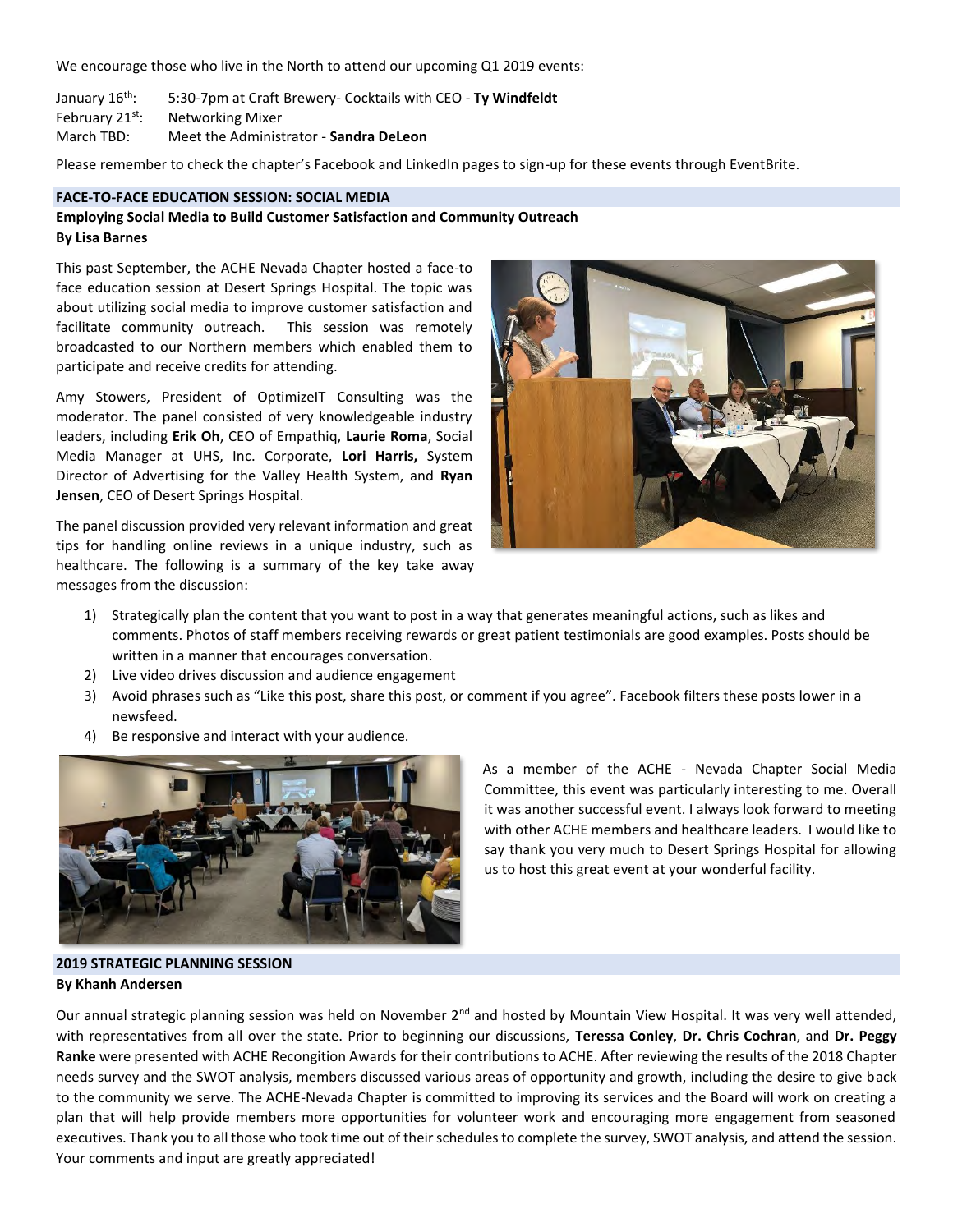We encourage those who live in the North to attend our upcoming Q1 2019 events:

January 16th: 5:30-7pm at Craft Brewery- Cocktails with CEO - **Ty Windfeldt**
February 21st: Networking Mixer
March TBD: Meet the Administrator - **Sandra DeLeon**

Please remember to check the chapter's Facebook and LinkedIn pages to sign-up for these events through EventBrite.

## FACE-TO-FACE EDUCATION SESSION: SOCIAL MEDIA

**Employing Social Media to Build Customer Satisfaction and Community Outreach**
**By Lisa Barnes**

This past September, the ACHE Nevada Chapter hosted a face-to face education session at Desert Springs Hospital. The topic was about utilizing social media to improve customer satisfaction and facilitate community outreach. This session was remotely broadcasted to our Northern members which enabled them to participate and receive credits for attending.

Amy Stowers, President of OptimizeIT Consulting was the moderator. The panel consisted of very knowledgeable industry leaders, including **Erik Oh**, CEO of Empathiq, **Laurie Roma**, Social Media Manager at UHS, Inc. Corporate, **Lori Harris,** System Director of Advertising for the Valley Health System, and **Ryan Jensen**, CEO of Desert Springs Hospital.

The panel discussion provided very relevant information and great tips for handling online reviews in a unique industry, such as healthcare. The following is a summary of the key take away messages from the discussion:

1) Strategically plan the content that you want to post in a way that generates meaningful actions, such as likes and comments. Photos of staff members receiving rewards or great patient testimonials are good examples. Posts should be written in a manner that encourages conversation.
2) Live video drives discussion and audience engagement
3) Avoid phrases such as "Like this post, share this post, or comment if you agree". Facebook filters these posts lower in a newsfeed.
4) Be responsive and interact with your audience.

As a member of the ACHE - Nevada Chapter Social Media Committee, this event was particularly interesting to me. Overall it was another successful event. I always look forward to meeting with other ACHE members and healthcare leaders. I would like to say thank you very much to Desert Springs Hospital for allowing us to host this great event at your wonderful facility.

## 2019 STRATEGIC PLANNING SESSION

**By Khanh Andersen**

Our annual strategic planning session was held on November 2nd and hosted by Mountain View Hospital. It was very well attended, with representatives from all over the state. Prior to beginning our discussions, **Teressa Conley**, **Dr. Chris Cochran**, and **Dr. Peggy Ranke** were presented with ACHE Recognition Awards for their contributions to ACHE. After reviewing the results of the 2018 Chapter needs survey and the SWOT analysis, members discussed various areas of opportunity and growth, including the desire to give back to the community we serve. The ACHE-Nevada Chapter is committed to improving its services and the Board will work on creating a plan that will help provide members more opportunities for volunteer work and encouraging more engagement from seasoned executives. Thank you to all those who took time out of their schedules to complete the survey, SWOT analysis, and attend the session. Your comments and input are greatly appreciated!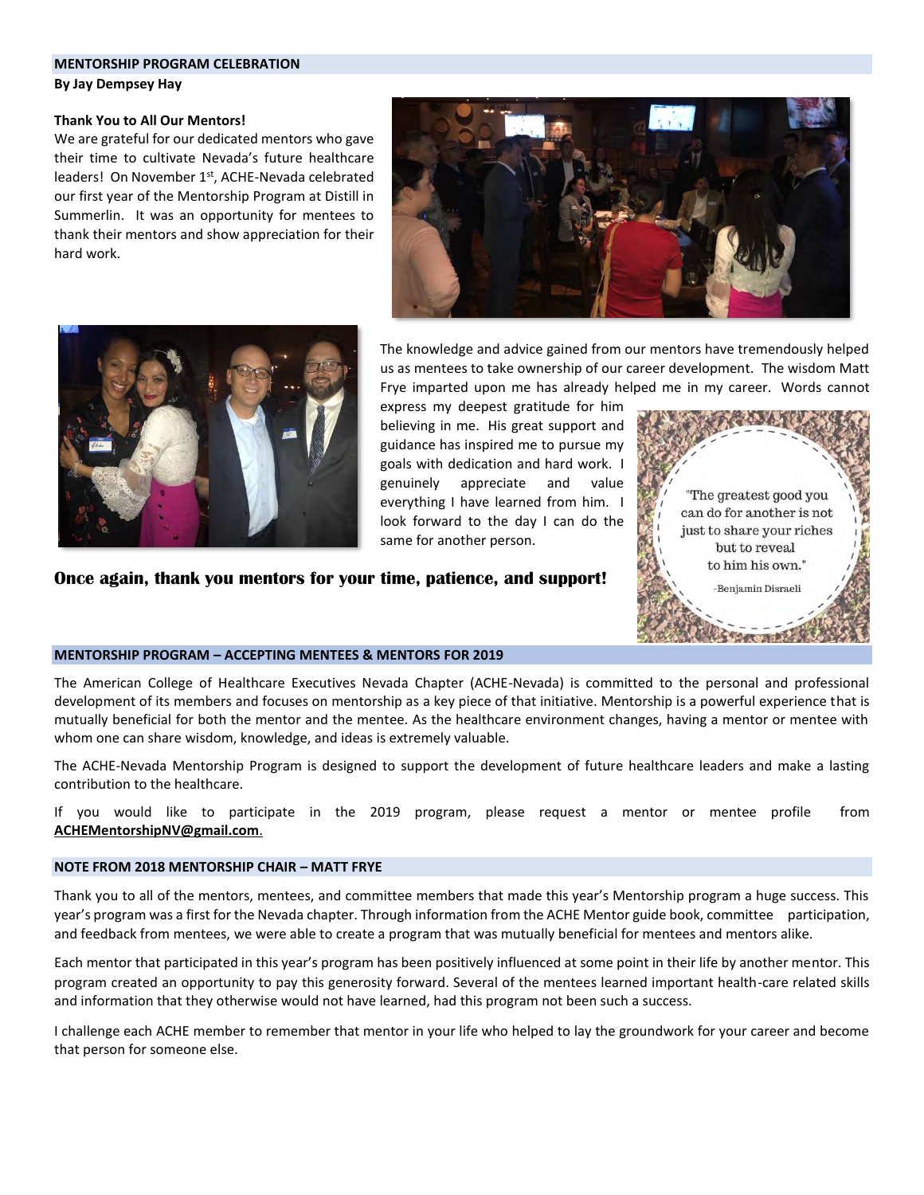## MENTORSHIP PROGRAM CELEBRATION

**By Jay Dempsey Hay**

**Thank You to All Our Mentors!**

We are grateful for our dedicated mentors who gave their time to cultivate Nevada's future healthcare leaders! On November 1st, ACHE-Nevada celebrated our first year of the Mentorship Program at Distill in Summerlin. It was an opportunity for mentees to thank their mentors and show appreciation for their hard work.

The knowledge and advice gained from our mentors have tremendously helped us as mentees to take ownership of our career development. The wisdom Matt Frye imparted upon me has already helped me in my career. Words cannot express my deepest gratitude for him believing in me. His great support and guidance has inspired me to pursue my goals with dedication and hard work. I genuinely appreciate and value everything I have learned from him. I look forward to the day I can do the same for another person.

"The greatest good you can do for another is not just to share your riches but to reveal to him his own."

-Benjamin Disraeli

**Once again, thank you mentors for your time, patience, and support!**

## MENTORSHIP PROGRAM – ACCEPTING MENTEES & MENTORS FOR 2019

The American College of Healthcare Executives Nevada Chapter (ACHE-Nevada) is committed to the personal and professional development of its members and focuses on mentorship as a key piece of that initiative. Mentorship is a powerful experience that is mutually beneficial for both the mentor and the mentee. As the healthcare environment changes, having a mentor or mentee with whom one can share wisdom, knowledge, and ideas is extremely valuable.

The ACHE-Nevada Mentorship Program is designed to support the development of future healthcare leaders and make a lasting contribution to the healthcare.

If you would like to participate in the 2019 program, please request a mentor or mentee profile from **ACHEMentorshipNV@gmail.com**.

## NOTE FROM 2018 MENTORSHIP CHAIR – MATT FRYE

Thank you to all of the mentors, mentees, and committee members that made this year's Mentorship program a huge success. This year's program was a first for the Nevada chapter. Through information from the ACHE Mentor guide book, committee participation, and feedback from mentees, we were able to create a program that was mutually beneficial for mentees and mentors alike.

Each mentor that participated in this year's program has been positively influenced at some point in their life by another mentor. This program created an opportunity to pay this generosity forward. Several of the mentees learned important health-care related skills and information that they otherwise would not have learned, had this program not been such a success.

I challenge each ACHE member to remember that mentor in your life who helped to lay the groundwork for your career and become that person for someone else.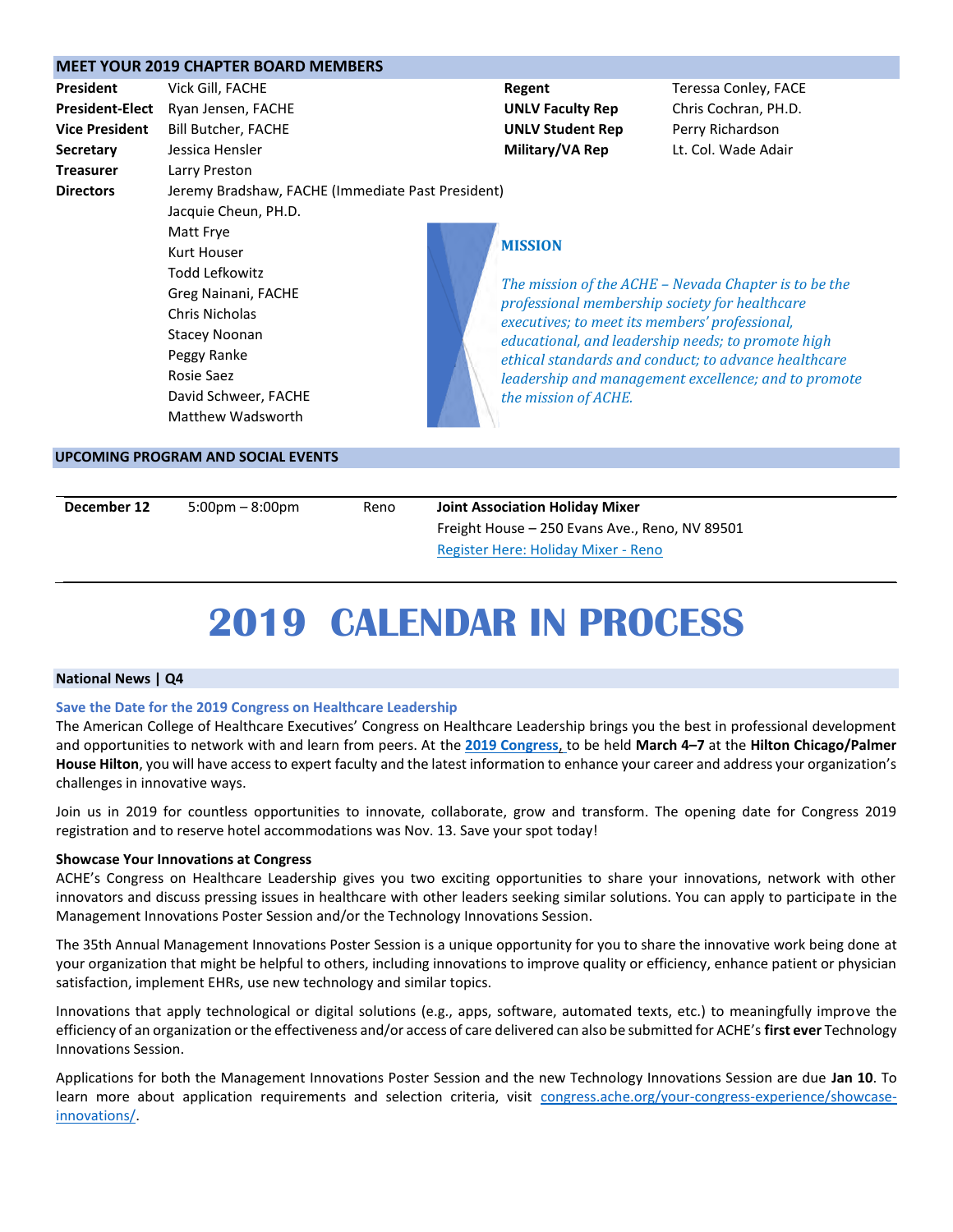## MEET YOUR 2019 CHAPTER BOARD MEMBERS

| | | | |
|---|---|---|---|
| **President** | Vick Gill, FACHE | **Regent** | Teressa Conley, FACE |
| **President-Elect** | Ryan Jensen, FACHE | **UNLV Faculty Rep** | Chris Cochran, PH.D. |
| **Vice President** | Bill Butcher, FACHE | **UNLV Student Rep** | Perry Richardson |
| **Secretary** | Jessica Hensler | **Military/VA Rep** | Lt. Col. Wade Adair |
| **Treasurer** | Larry Preston | | |
| **Directors** | Jeremy Bradshaw, FACHE (Immediate Past President) | | |
| | Jacquie Cheun, PH.D. | | |
| | Matt Frye | | |
| | Kurt Houser | | |
| | Todd Lefkowitz | | |
| | Greg Nainani, FACHE | | |
| | Chris Nicholas | | |
| | Stacey Noonan | | |
| | Peggy Ranke | | |
| | Rosie Saez | | |
| | David Schweer, FACHE | | |
| | Matthew Wadsworth | | |

### MISSION

*The mission of the ACHE – Nevada Chapter is to be the professional membership society for healthcare executives; to meet its members' professional, educational, and leadership needs; to promote high ethical standards and conduct; to advance healthcare leadership and management excellence; and to promote the mission of ACHE.*

## UPCOMING PROGRAM AND SOCIAL EVENTS

| | | | |
|---|---|---|---|
| **December 12** | 5:00pm – 8:00pm | Reno | **Joint Association Holiday Mixer**<br>Freight House – 250 Evans Ave., Reno, NV 89501<br>Register Here: Holiday Mixer - Reno |

# 2019 CALENDAR IN PROCESS

## National News | Q4

### Save the Date for the 2019 Congress on Healthcare Leadership

The American College of Healthcare Executives' Congress on Healthcare Leadership brings you the best in professional development and opportunities to network with and learn from peers. At the **2019 Congress**, to be held **March 4–7** at the **Hilton Chicago/Palmer House Hilton**, you will have access to expert faculty and the latest information to enhance your career and address your organization's challenges in innovative ways.

Join us in 2019 for countless opportunities to innovate, collaborate, grow and transform. The opening date for Congress 2019 registration and to reserve hotel accommodations was Nov. 13. Save your spot today!

**Showcase Your Innovations at Congress**

ACHE's Congress on Healthcare Leadership gives you two exciting opportunities to share your innovations, network with other innovators and discuss pressing issues in healthcare with other leaders seeking similar solutions. You can apply to participate in the Management Innovations Poster Session and/or the Technology Innovations Session.

The 35th Annual Management Innovations Poster Session is a unique opportunity for you to share the innovative work being done at your organization that might be helpful to others, including innovations to improve quality or efficiency, enhance patient or physician satisfaction, implement EHRs, use new technology and similar topics.

Innovations that apply technological or digital solutions (e.g., apps, software, automated texts, etc.) to meaningfully improve the efficiency of an organization or the effectiveness and/or access of care delivered can also be submitted for ACHE's **first ever** Technology Innovations Session.

Applications for both the Management Innovations Poster Session and the new Technology Innovations Session are due **Jan 10**. To learn more about application requirements and selection criteria, visit congress.ache.org/your-congress-experience/showcase-innovations/.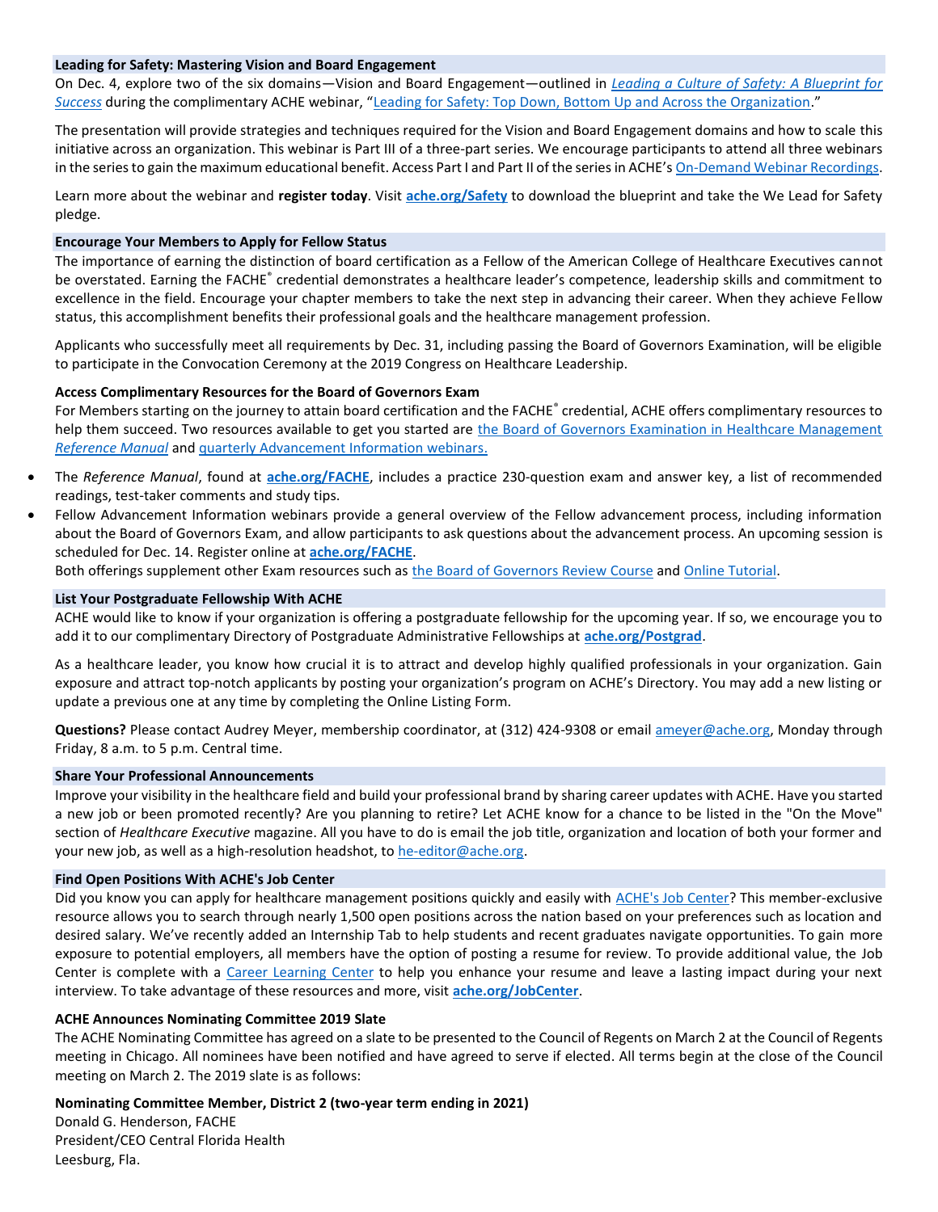### Leading for Safety: Mastering Vision and Board Engagement

On Dec. 4, explore two of the six domains—Vision and Board Engagement—outlined in *Leading a Culture of Safety: A Blueprint for Success* during the complimentary ACHE webinar, "Leading for Safety: Top Down, Bottom Up and Across the Organization."

The presentation will provide strategies and techniques required for the Vision and Board Engagement domains and how to scale this initiative across an organization. This webinar is Part III of a three-part series. We encourage participants to attend all three webinars in the series to gain the maximum educational benefit. Access Part I and Part II of the series in ACHE's On-Demand Webinar Recordings.

Learn more about the webinar and **register today**. Visit **ache.org/Safety** to download the blueprint and take the We Lead for Safety pledge.

### Encourage Your Members to Apply for Fellow Status

The importance of earning the distinction of board certification as a Fellow of the American College of Healthcare Executives cannot be overstated. Earning the FACHE® credential demonstrates a healthcare leader's competence, leadership skills and commitment to excellence in the field. Encourage your chapter members to take the next step in advancing their career. When they achieve Fellow status, this accomplishment benefits their professional goals and the healthcare management profession.

Applicants who successfully meet all requirements by Dec. 31, including passing the Board of Governors Examination, will be eligible to participate in the Convocation Ceremony at the 2019 Congress on Healthcare Leadership.

**Access Complimentary Resources for the Board of Governors Exam**

For Members starting on the journey to attain board certification and the FACHE® credential, ACHE offers complimentary resources to help them succeed. Two resources available to get you started are the Board of Governors Examination in Healthcare Management *Reference Manual* and quarterly Advancement Information webinars.

- The *Reference Manual*, found at **ache.org/FACHE**, includes a practice 230-question exam and answer key, a list of recommended readings, test-taker comments and study tips.
- Fellow Advancement Information webinars provide a general overview of the Fellow advancement process, including information about the Board of Governors Exam, and allow participants to ask questions about the advancement process. An upcoming session is scheduled for Dec. 14. Register online at **ache.org/FACHE**.
  Both offerings supplement other Exam resources such as the Board of Governors Review Course and Online Tutorial.

### List Your Postgraduate Fellowship With ACHE

ACHE would like to know if your organization is offering a postgraduate fellowship for the upcoming year. If so, we encourage you to add it to our complimentary Directory of Postgraduate Administrative Fellowships at **ache.org/Postgrad**.

As a healthcare leader, you know how crucial it is to attract and develop highly qualified professionals in your organization. Gain exposure and attract top-notch applicants by posting your organization's program on ACHE's Directory. You may add a new listing or update a previous one at any time by completing the Online Listing Form.

**Questions?** Please contact Audrey Meyer, membership coordinator, at (312) 424-9308 or email ameyer@ache.org, Monday through Friday, 8 a.m. to 5 p.m. Central time.

### Share Your Professional Announcements

Improve your visibility in the healthcare field and build your professional brand by sharing career updates with ACHE. Have you started a new job or been promoted recently? Are you planning to retire? Let ACHE know for a chance to be listed in the "On the Move" section of *Healthcare Executive* magazine. All you have to do is email the job title, organization and location of both your former and your new job, as well as a high-resolution headshot, to he-editor@ache.org.

### Find Open Positions With ACHE's Job Center

Did you know you can apply for healthcare management positions quickly and easily with ACHE's Job Center? This member-exclusive resource allows you to search through nearly 1,500 open positions across the nation based on your preferences such as location and desired salary. We've recently added an Internship Tab to help students and recent graduates navigate opportunities. To gain more exposure to potential employers, all members have the option of posting a resume for review. To provide additional value, the Job Center is complete with a Career Learning Center to help you enhance your resume and leave a lasting impact during your next interview. To take advantage of these resources and more, visit **ache.org/JobCenter**.

### ACHE Announces Nominating Committee 2019 Slate

The ACHE Nominating Committee has agreed on a slate to be presented to the Council of Regents on March 2 at the Council of Regents meeting in Chicago. All nominees have been notified and have agreed to serve if elected. All terms begin at the close of the Council meeting on March 2. The 2019 slate is as follows:

**Nominating Committee Member, District 2 (two-year term ending in 2021)**
Donald G. Henderson, FACHE
President/CEO Central Florida Health
Leesburg, Fla.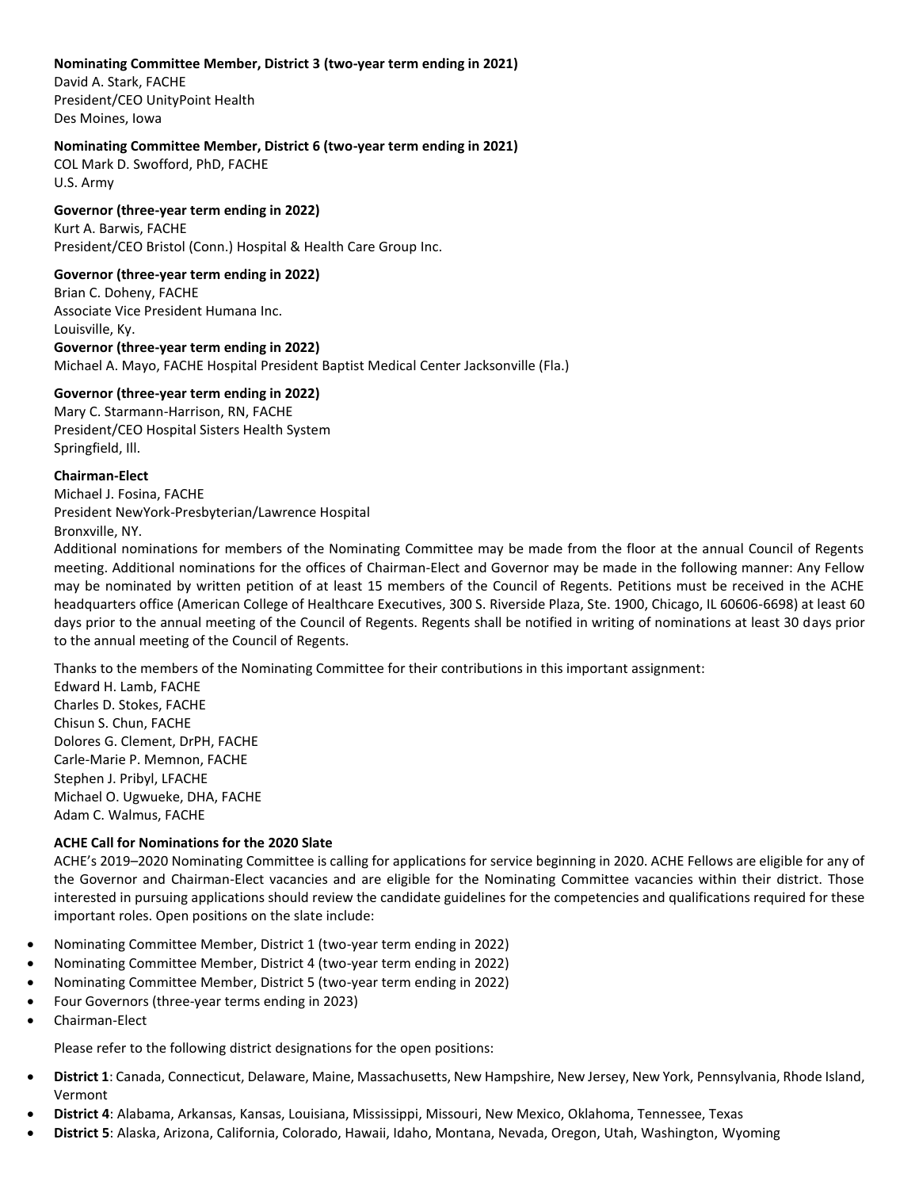**Nominating Committee Member, District 3 (two-year term ending in 2021)**
David A. Stark, FACHE
President/CEO UnityPoint Health
Des Moines, Iowa

**Nominating Committee Member, District 6 (two-year term ending in 2021)**
COL Mark D. Swofford, PhD, FACHE
U.S. Army

**Governor (three-year term ending in 2022)**
Kurt A. Barwis, FACHE
President/CEO Bristol (Conn.) Hospital & Health Care Group Inc.

**Governor (three-year term ending in 2022)**
Brian C. Doheny, FACHE
Associate Vice President Humana Inc.
Louisville, Ky.

**Governor (three-year term ending in 2022)**
Michael A. Mayo, FACHE Hospital President Baptist Medical Center Jacksonville (Fla.)

**Governor (three-year term ending in 2022)**
Mary C. Starmann-Harrison, RN, FACHE
President/CEO Hospital Sisters Health System
Springfield, Ill.

**Chairman-Elect**
Michael J. Fosina, FACHE
President NewYork-Presbyterian/Lawrence Hospital
Bronxville, NY.

Additional nominations for members of the Nominating Committee may be made from the floor at the annual Council of Regents meeting. Additional nominations for the offices of Chairman-Elect and Governor may be made in the following manner: Any Fellow may be nominated by written petition of at least 15 members of the Council of Regents. Petitions must be received in the ACHE headquarters office (American College of Healthcare Executives, 300 S. Riverside Plaza, Ste. 1900, Chicago, IL 60606-6698) at least 60 days prior to the annual meeting of the Council of Regents. Regents shall be notified in writing of nominations at least 30 days prior to the annual meeting of the Council of Regents.

Thanks to the members of the Nominating Committee for their contributions in this important assignment:
Edward H. Lamb, FACHE
Charles D. Stokes, FACHE
Chisun S. Chun, FACHE
Dolores G. Clement, DrPH, FACHE
Carle-Marie P. Memnon, FACHE
Stephen J. Pribyl, LFACHE
Michael O. Ugwueke, DHA, FACHE
Adam C. Walmus, FACHE

**ACHE Call for Nominations for the 2020 Slate**

ACHE's 2019–2020 Nominating Committee is calling for applications for service beginning in 2020. ACHE Fellows are eligible for any of the Governor and Chairman-Elect vacancies and are eligible for the Nominating Committee vacancies within their district. Those interested in pursuing applications should review the candidate guidelines for the competencies and qualifications required for these important roles. Open positions on the slate include:

- Nominating Committee Member, District 1 (two-year term ending in 2022)
- Nominating Committee Member, District 4 (two-year term ending in 2022)
- Nominating Committee Member, District 5 (two-year term ending in 2022)
- Four Governors (three-year terms ending in 2023)
- Chairman-Elect

Please refer to the following district designations for the open positions:

- **District 1**: Canada, Connecticut, Delaware, Maine, Massachusetts, New Hampshire, New Jersey, New York, Pennsylvania, Rhode Island, Vermont
- **District 4**: Alabama, Arkansas, Kansas, Louisiana, Mississippi, Missouri, New Mexico, Oklahoma, Tennessee, Texas
- **District 5**: Alaska, Arizona, California, Colorado, Hawaii, Idaho, Montana, Nevada, Oregon, Utah, Washington, Wyoming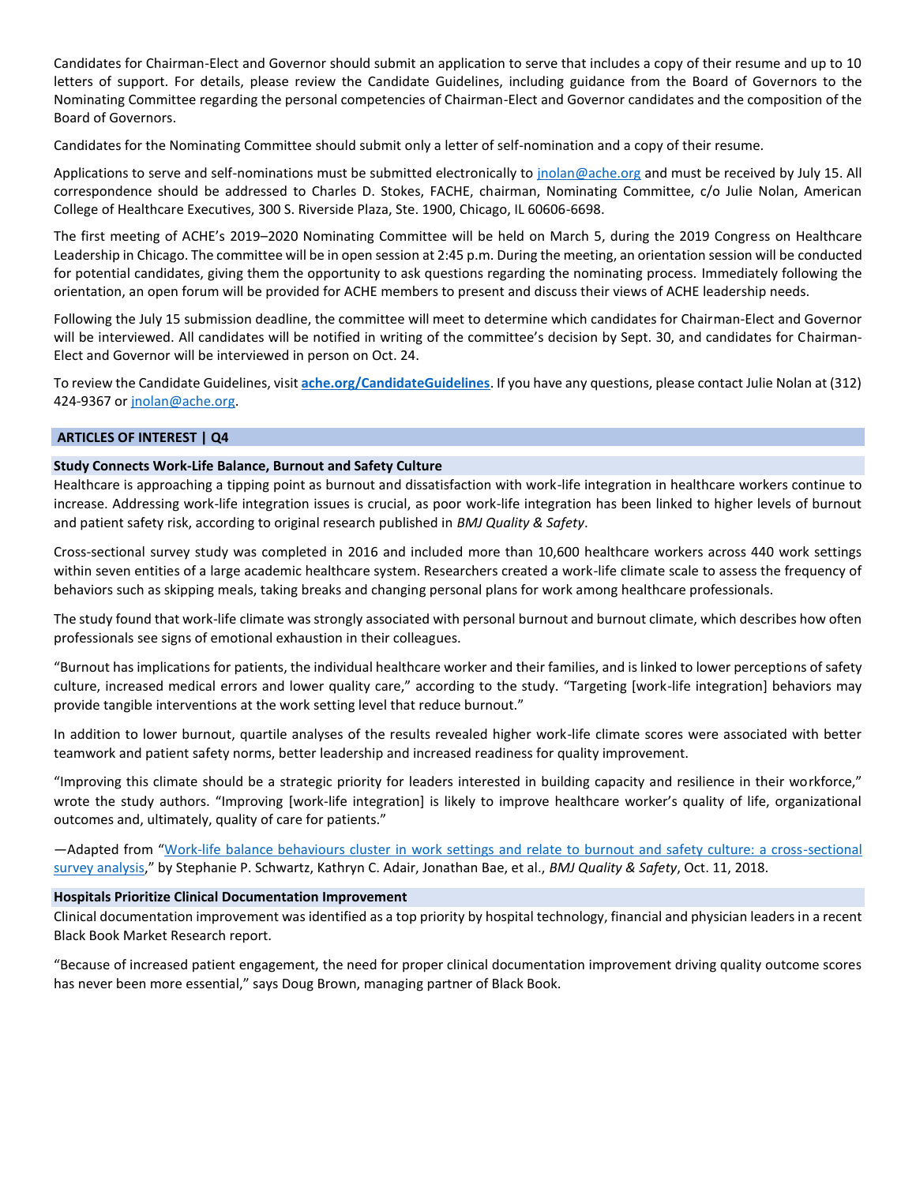Candidates for Chairman-Elect and Governor should submit an application to serve that includes a copy of their resume and up to 10 letters of support. For details, please review the Candidate Guidelines, including guidance from the Board of Governors to the Nominating Committee regarding the personal competencies of Chairman-Elect and Governor candidates and the composition of the Board of Governors.

Candidates for the Nominating Committee should submit only a letter of self-nomination and a copy of their resume.

Applications to serve and self-nominations must be submitted electronically to [jnolan@ache.org](mailto:jnolan@ache.org) and must be received by July 15. All correspondence should be addressed to Charles D. Stokes, FACHE, chairman, Nominating Committee, c/o Julie Nolan, American College of Healthcare Executives, 300 S. Riverside Plaza, Ste. 1900, Chicago, IL 60606-6698.

The first meeting of ACHE's 2019–2020 Nominating Committee will be held on March 5, during the 2019 Congress on Healthcare Leadership in Chicago. The committee will be in open session at 2:45 p.m. During the meeting, an orientation session will be conducted for potential candidates, giving them the opportunity to ask questions regarding the nominating process. Immediately following the orientation, an open forum will be provided for ACHE members to present and discuss their views of ACHE leadership needs.

Following the July 15 submission deadline, the committee will meet to determine which candidates for Chairman-Elect and Governor will be interviewed. All candidates will be notified in writing of the committee's decision by Sept. 30, and candidates for Chairman-Elect and Governor will be interviewed in person on Oct. 24.

To review the Candidate Guidelines, visit **ache.org/CandidateGuidelines**. If you have any questions, please contact Julie Nolan at (312) 424-9367 or [jnolan@ache.org](mailto:jnolan@ache.org).

## ARTICLES OF INTEREST | Q4

### Study Connects Work-Life Balance, Burnout and Safety Culture

Healthcare is approaching a tipping point as burnout and dissatisfaction with work-life integration in healthcare workers continue to increase. Addressing work-life integration issues is crucial, as poor work-life integration has been linked to higher levels of burnout and patient safety risk, according to original research published in *BMJ Quality & Safety*.

Cross-sectional survey study was completed in 2016 and included more than 10,600 healthcare workers across 440 work settings within seven entities of a large academic healthcare system. Researchers created a work-life climate scale to assess the frequency of behaviors such as skipping meals, taking breaks and changing personal plans for work among healthcare professionals.

The study found that work-life climate was strongly associated with personal burnout and burnout climate, which describes how often professionals see signs of emotional exhaustion in their colleagues.

"Burnout has implications for patients, the individual healthcare worker and their families, and is linked to lower perceptions of safety culture, increased medical errors and lower quality care," according to the study. "Targeting [work-life integration] behaviors may provide tangible interventions at the work setting level that reduce burnout."

In addition to lower burnout, quartile analyses of the results revealed higher work-life climate scores were associated with better teamwork and patient safety norms, better leadership and increased readiness for quality improvement.

"Improving this climate should be a strategic priority for leaders interested in building capacity and resilience in their workforce," wrote the study authors. "Improving [work-life integration] is likely to improve healthcare worker's quality of life, organizational outcomes and, ultimately, quality of care for patients."

—Adapted from "Work-life balance behaviours cluster in work settings and relate to burnout and safety culture: a cross-sectional survey analysis," by Stephanie P. Schwartz, Kathryn C. Adair, Jonathan Bae, et al., *BMJ Quality & Safety*, Oct. 11, 2018.

### Hospitals Prioritize Clinical Documentation Improvement

Clinical documentation improvement was identified as a top priority by hospital technology, financial and physician leaders in a recent Black Book Market Research report.

"Because of increased patient engagement, the need for proper clinical documentation improvement driving quality outcome scores has never been more essential," says Doug Brown, managing partner of Black Book.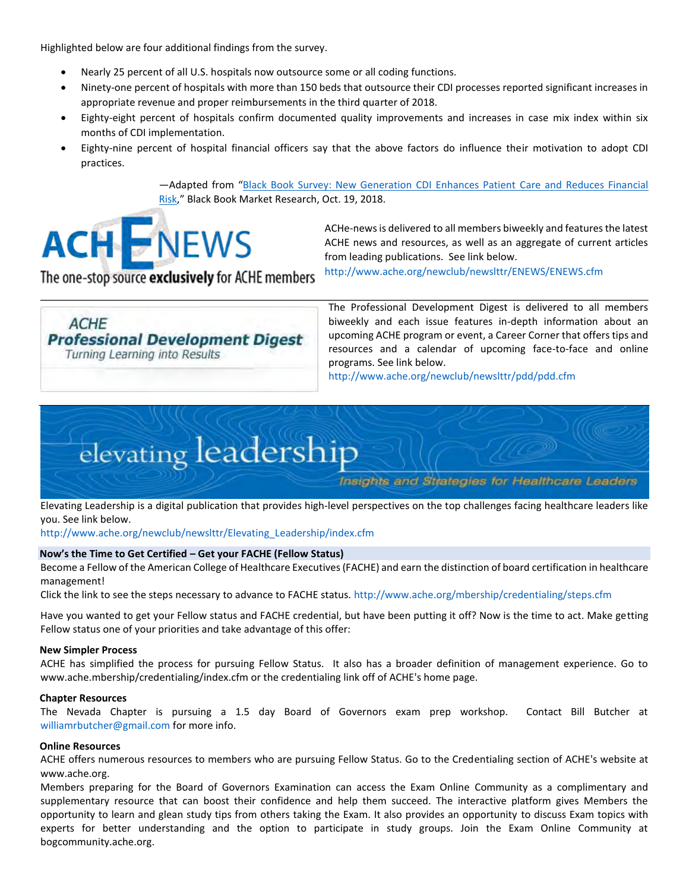Highlighted below are four additional findings from the survey.

- Nearly 25 percent of all U.S. hospitals now outsource some or all coding functions.
- Ninety-one percent of hospitals with more than 150 beds that outsource their CDI processes reported significant increases in appropriate revenue and proper reimbursements in the third quarter of 2018.
- Eighty-eight percent of hospitals confirm documented quality improvements and increases in case mix index within six months of CDI implementation.
- Eighty-nine percent of hospital financial officers say that the above factors do influence their motivation to adopt CDI practices.

—Adapted from "Black Book Survey: New Generation CDI Enhances Patient Care and Reduces Financial Risk," Black Book Market Research, Oct. 19, 2018.

ACHE NEWS
The one-stop source **exclusively** for ACHE members

ACHe-news is delivered to all members biweekly and features the latest ACHE news and resources, as well as an aggregate of current articles from leading publications. See link below.
http://www.ache.org/newclub/newslttr/ENEWS/ENEWS.cfm

*ACHE*
***Professional Development Digest***
*Turning Learning into Results*

The Professional Development Digest is delivered to all members biweekly and each issue features in-depth information about an upcoming ACHE program or event, a Career Corner that offers tips and resources and a calendar of upcoming face-to-face and online programs. See link below.
http://www.ache.org/newclub/newslttr/pdd/pdd.cfm

elevating leadership
*Insights and Strategies for Healthcare Leaders*

Elevating Leadership is a digital publication that provides high-level perspectives on the top challenges facing healthcare leaders like you. See link below.
http://www.ache.org/newclub/newslttr/Elevating_Leadership/index.cfm

**Now's the Time to Get Certified – Get your FACHE (Fellow Status)**

Become a Fellow of the American College of Healthcare Executives (FACHE) and earn the distinction of board certification in healthcare management!
Click the link to see the steps necessary to advance to FACHE status. http://www.ache.org/mbership/credentialing/steps.cfm

Have you wanted to get your Fellow status and FACHE credential, but have been putting it off? Now is the time to act. Make getting Fellow status one of your priorities and take advantage of this offer:

**New Simpler Process**

ACHE has simplified the process for pursuing Fellow Status. It also has a broader definition of management experience. Go to www.ache.mbership/credentialing/index.cfm or the credentialing link off of ACHE's home page.

**Chapter Resources**

The Nevada Chapter is pursuing a 1.5 day Board of Governors exam prep workshop. Contact Bill Butcher at williamrbutcher@gmail.com for more info.

**Online Resources**

ACHE offers numerous resources to members who are pursuing Fellow Status. Go to the Credentialing section of ACHE's website at www.ache.org.

Members preparing for the Board of Governors Examination can access the Exam Online Community as a complimentary and supplementary resource that can boost their confidence and help them succeed. The interactive platform gives Members the opportunity to learn and glean study tips from others taking the Exam. It also provides an opportunity to discuss Exam topics with experts for better understanding and the option to participate in study groups. Join the Exam Online Community at bogcommunity.ache.org.